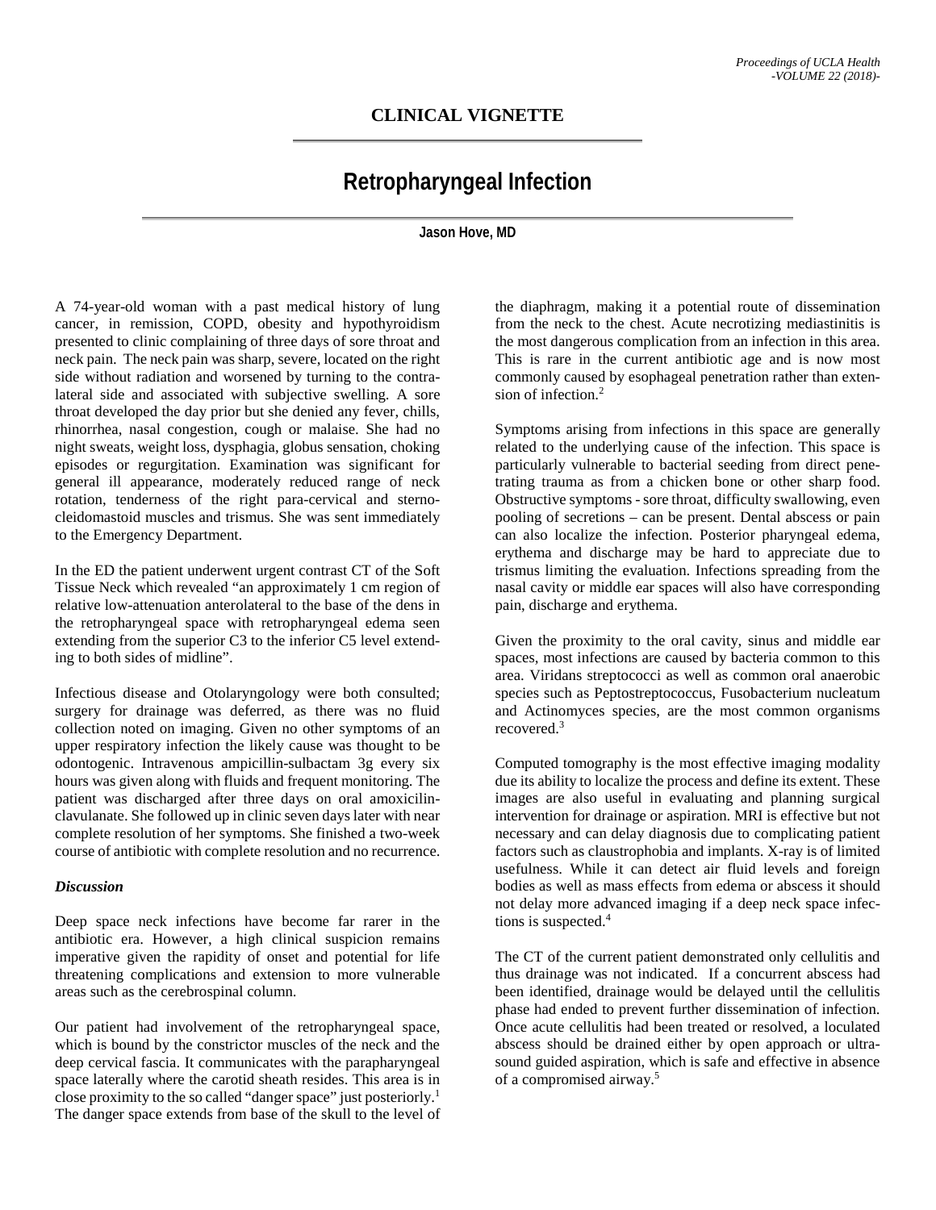## CLINICAL VIGNETTE

# Retropharyngeal Infection

**Jason Hove, MD**

A 74-year-old woman with a past medical history of lung cancer, in remission, COPD, obesity and hypothyroidism presented to clinic complaining of three days of sore throat and neck pain. The neck pain was sharp, severe, located on the right side without radiation and worsened by turning to the contralateral side and associated with subjective swelling. A sore throat developed the day prior but she denied any fever, chills, rhinorrhea, nasal congestion, cough or malaise. She had no night sweats, weight loss, dysphagia, globus sensation, choking episodes or regurgitation. Examination was significant for general ill appearance, moderately reduced range of neck rotation, tenderness of the right para-cervical and sternocleidomastoid muscles and trismus. She was sent immediately to the Emergency Department.

In the ED the patient underwent urgent contrast CT of the Soft Tissue Neck which revealed "an approximately 1 cm region of relative low-attenuation anterolateral to the base of the dens in the retropharyngeal space with retropharyngeal edema seen extending from the superior C3 to the inferior C5 level extending to both sides of midline".

Infectious disease and Otolaryngology were both consulted; surgery for drainage was deferred, as there was no fluid collection noted on imaging. Given no other symptoms of an upper respiratory infection the likely cause was thought to be odontogenic. Intravenous ampicillin-sulbactam 3g every six hours was given along with fluids and frequent monitoring. The patient was discharged after three days on oral amoxicilin-clavulanate. She followed up in clinic seven days later with near complete resolution of her symptoms. She finished a two-week course of antibiotic with complete resolution and no recurrence.

### *Discussion*

Deep space neck infections have become far rarer in the antibiotic era. However, a high clinical suspicion remains imperative given the rapidity of onset and potential for life threatening complications and extension to more vulnerable areas such as the cerebrospinal column.

Our patient had involvement of the retropharyngeal space, which is bound by the constrictor muscles of the neck and the deep cervical fascia. It communicates with the parapharyngeal space laterally where the carotid sheath resides. This area is in close proximity to the so called "danger space" just posteriorly.[1] The danger space extends from base of the skull to the level of the diaphragm, making it a potential route of dissemination from the neck to the chest. Acute necrotizing mediastinitis is the most dangerous complication from an infection in this area. This is rare in the current antibiotic age and is now most commonly caused by esophageal penetration rather than extension of infection.[2]

Symptoms arising from infections in this space are generally related to the underlying cause of the infection. This space is particularly vulnerable to bacterial seeding from direct penetrating trauma as from a chicken bone or other sharp food. Obstructive symptoms - sore throat, difficulty swallowing, even pooling of secretions – can be present. Dental abscess or pain can also localize the infection. Posterior pharyngeal edema, erythema and discharge may be hard to appreciate due to trismus limiting the evaluation. Infections spreading from the nasal cavity or middle ear spaces will also have corresponding pain, discharge and erythema.

Given the proximity to the oral cavity, sinus and middle ear spaces, most infections are caused by bacteria common to this area. Viridans streptococci as well as common oral anaerobic species such as Peptostreptococcus, Fusobacterium nucleatum and Actinomyces species, are the most common organisms recovered.[3]

Computed tomography is the most effective imaging modality due its ability to localize the process and define its extent. These images are also useful in evaluating and planning surgical intervention for drainage or aspiration. MRI is effective but not necessary and can delay diagnosis due to complicating patient factors such as claustrophobia and implants. X-ray is of limited usefulness. While it can detect air fluid levels and foreign bodies as well as mass effects from edema or abscess it should not delay more advanced imaging if a deep neck space infections is suspected.[4]

The CT of the current patient demonstrated only cellulitis and thus drainage was not indicated. If a concurrent abscess had been identified, drainage would be delayed until the cellulitis phase had ended to prevent further dissemination of infection. Once acute cellulitis had been treated or resolved, a loculated abscess should be drained either by open approach or ultrasound guided aspiration, which is safe and effective in absence of a compromised airway.[5]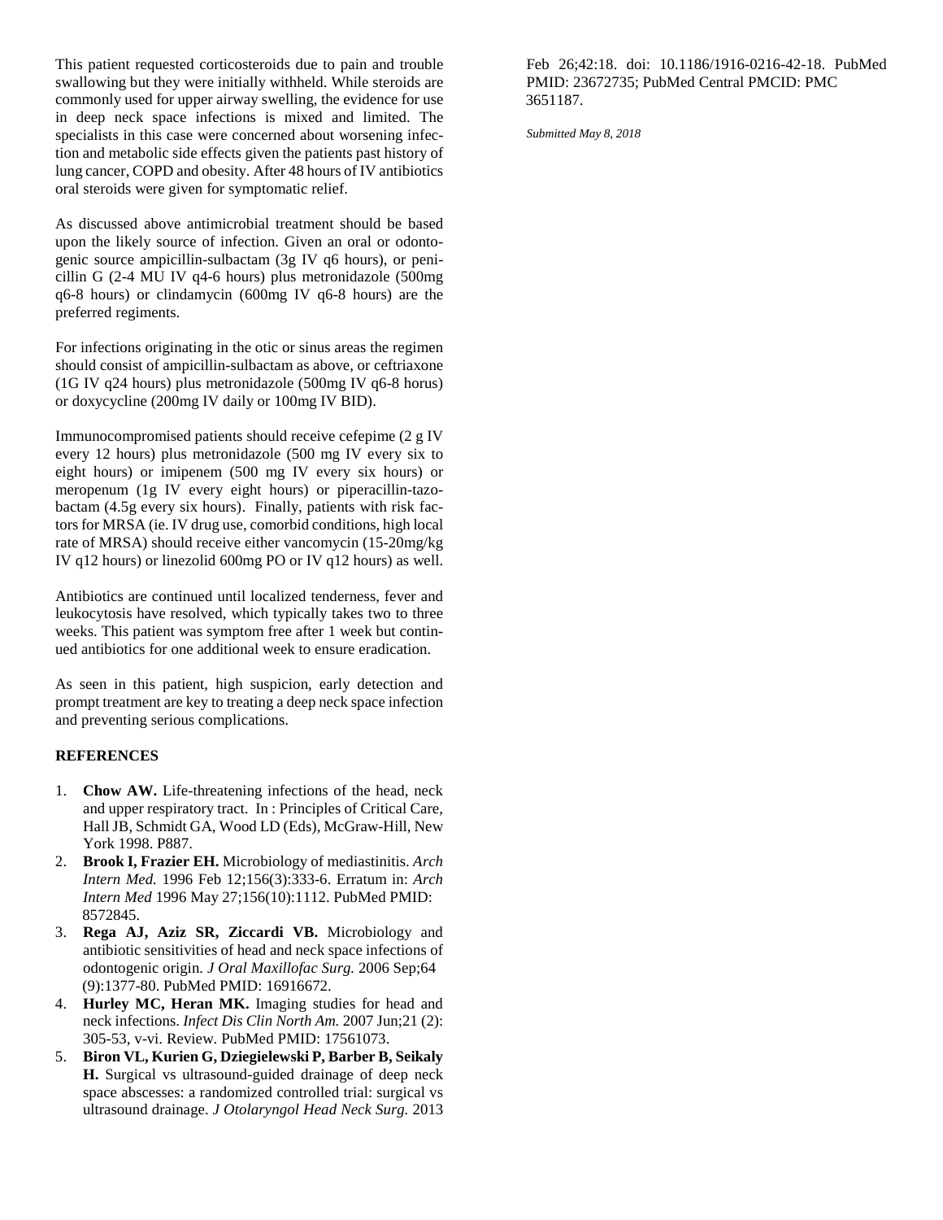This patient requested corticosteroids due to pain and trouble swallowing but they were initially withheld. While steroids are commonly used for upper airway swelling, the evidence for use in deep neck space infections is mixed and limited. The specialists in this case were concerned about worsening infection and metabolic side effects given the patients past history of lung cancer, COPD and obesity. After 48 hours of IV antibiotics oral steroids were given for symptomatic relief.

As discussed above antimicrobial treatment should be based upon the likely source of infection. Given an oral or odontogenic source ampicillin-sulbactam (3g IV q6 hours), or penicillin G (2-4 MU IV q4-6 hours) plus metronidazole (500mg q6-8 hours) or clindamycin (600mg IV q6-8 hours) are the preferred regiments.

For infections originating in the otic or sinus areas the regimen should consist of ampicillin-sulbactam as above, or ceftriaxone (1G IV q24 hours) plus metronidazole (500mg IV q6-8 horus) or doxycycline (200mg IV daily or 100mg IV BID).

Immunocompromised patients should receive cefepime (2 g IV every 12 hours) plus metronidazole (500 mg IV every six to eight hours) or imipenem (500 mg IV every six hours) or meropenum (1g IV every eight hours) or piperacillin-tazobactam (4.5g every six hours). Finally, patients with risk factors for MRSA (ie. IV drug use, comorbid conditions, high local rate of MRSA) should receive either vancomycin (15-20mg/kg IV q12 hours) or linezolid 600mg PO or IV q12 hours) as well.

Antibiotics are continued until localized tenderness, fever and leukocytosis have resolved, which typically takes two to three weeks. This patient was symptom free after 1 week but continued antibiotics for one additional week to ensure eradication.

As seen in this patient, high suspicion, early detection and prompt treatment are key to treating a deep neck space infection and preventing serious complications.

## REFERENCES

1. **Chow AW.** Life-threatening infections of the head, neck and upper respiratory tract. In : Principles of Critical Care, Hall JB, Schmidt GA, Wood LD (Eds), McGraw-Hill, New York 1998. P887.
2. **Brook I, Frazier EH.** Microbiology of mediastinitis. *Arch Intern Med.* 1996 Feb 12;156(3):333-6. Erratum in: *Arch Intern Med* 1996 May 27;156(10):1112. PubMed PMID: 8572845.
3. **Rega AJ, Aziz SR, Ziccardi VB.** Microbiology and antibiotic sensitivities of head and neck space infections of odontogenic origin. *J Oral Maxillofac Surg.* 2006 Sep;64 (9):1377-80. PubMed PMID: 16916672.
4. **Hurley MC, Heran MK.** Imaging studies for head and neck infections. *Infect Dis Clin North Am.* 2007 Jun;21 (2): 305-53, v-vi. Review. PubMed PMID: 17561073.
5. **Biron VL, Kurien G, Dziegielewski P, Barber B, Seikaly H.** Surgical vs ultrasound-guided drainage of deep neck space abscesses: a randomized controlled trial: surgical vs ultrasound drainage. *J Otolaryngol Head Neck Surg.* 2013 Feb 26;42:18. doi: 10.1186/1916-0216-42-18. PubMed PMID: 23672735; PubMed Central PMCID: PMC 3651187.

*Submitted May 8, 2018*